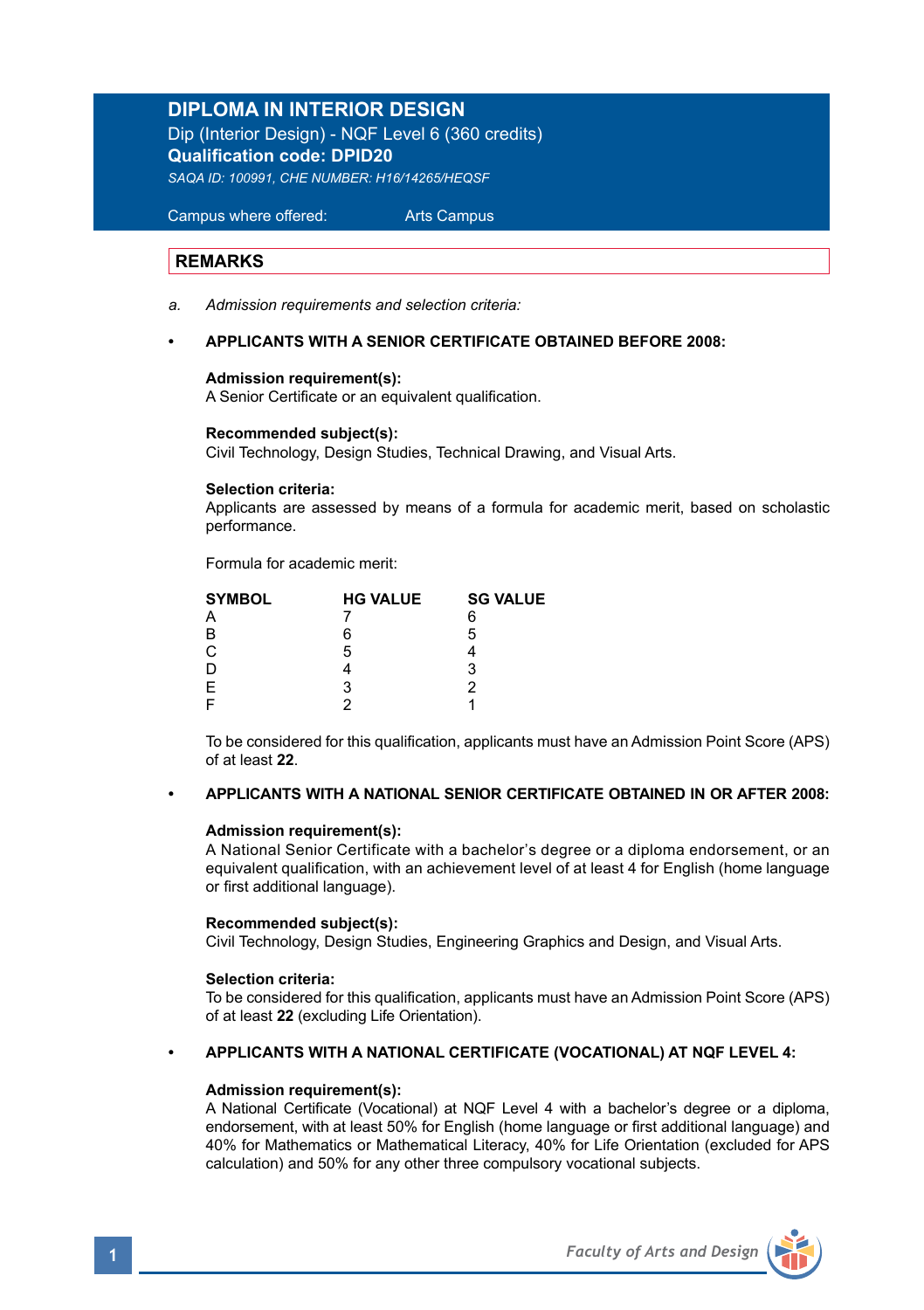# DIPLOMA IN INTERIOR DESIGN

Dip (Interior Design) - NQF Level 6 (360 credits)

**Qualification code: DPID20**

*SAQA ID: 100991, CHE NUMBER: H16/14265/HEQSF*

Campus where offered: Arts Campus

## REMARKS

a. *Admission requirements and selection criteria:*

- **APPLICANTS WITH A SENIOR CERTIFICATE OBTAINED BEFORE 2008:**

**Admission requirement(s):**
A Senior Certificate or an equivalent qualification.

**Recommended subject(s):**
Civil Technology, Design Studies, Technical Drawing, and Visual Arts.

**Selection criteria:**
Applicants are assessed by means of a formula for academic merit, based on scholastic performance.

Formula for academic merit:

| SYMBOL | HG VALUE | SG VALUE |
|---|---|---|
| A | 7 | 6 |
| B | 6 | 5 |
| C | 5 | 4 |
| D | 4 | 3 |
| E | 3 | 2 |
| F | 2 | 1 |

To be considered for this qualification, applicants must have an Admission Point Score (APS) of at least **22**.

- **APPLICANTS WITH A NATIONAL SENIOR CERTIFICATE OBTAINED IN OR AFTER 2008:**

**Admission requirement(s):**
A National Senior Certificate with a bachelor's degree or a diploma endorsement, or an equivalent qualification, with an achievement level of at least 4 for English (home language or first additional language).

**Recommended subject(s):**
Civil Technology, Design Studies, Engineering Graphics and Design, and Visual Arts.

**Selection criteria:**
To be considered for this qualification, applicants must have an Admission Point Score (APS) of at least **22** (excluding Life Orientation).

- **APPLICANTS WITH A NATIONAL CERTIFICATE (VOCATIONAL) AT NQF LEVEL 4:**

**Admission requirement(s):**
A National Certificate (Vocational) at NQF Level 4 with a bachelor's degree or a diploma, endorsement, with at least 50% for English (home language or first additional language) and 40% for Mathematics or Mathematical Literacy, 40% for Life Orientation (excluded for APS calculation) and 50% for any other three compulsory vocational subjects.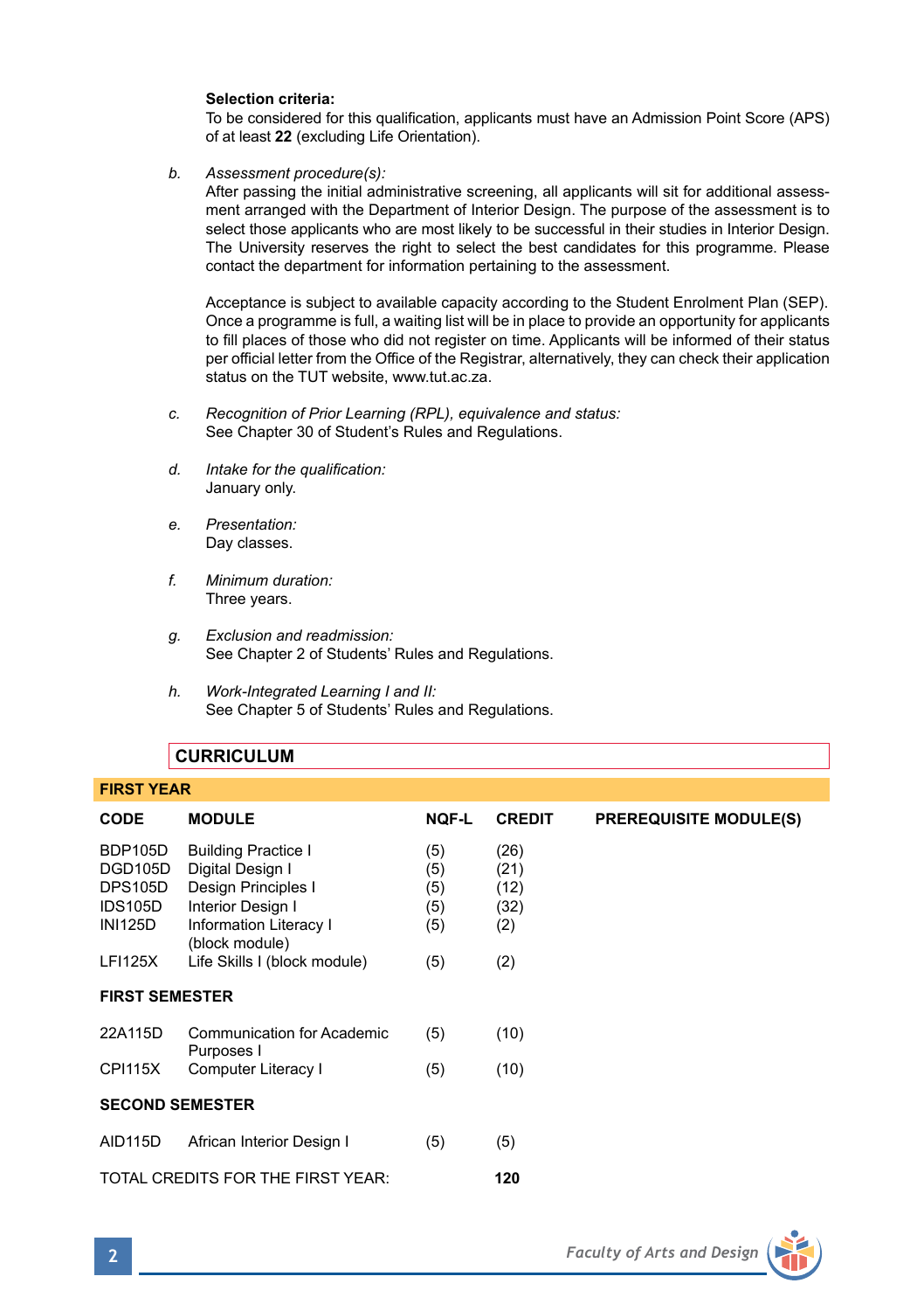**Selection criteria:**
To be considered for this qualification, applicants must have an Admission Point Score (APS) of at least **22** (excluding Life Orientation).

b. *Assessment procedure(s):*
After passing the initial administrative screening, all applicants will sit for additional assessment arranged with the Department of Interior Design. The purpose of the assessment is to select those applicants who are most likely to be successful in their studies in Interior Design. The University reserves the right to select the best candidates for this programme. Please contact the department for information pertaining to the assessment.

Acceptance is subject to available capacity according to the Student Enrolment Plan (SEP). Once a programme is full, a waiting list will be in place to provide an opportunity for applicants to fill places of those who did not register on time. Applicants will be informed of their status per official letter from the Office of the Registrar, alternatively, they can check their application status on the TUT website, www.tut.ac.za.

c. *Recognition of Prior Learning (RPL), equivalence and status:*
See Chapter 30 of Student's Rules and Regulations.

d. *Intake for the qualification:*
January only.

e. *Presentation:*
Day classes.

f. *Minimum duration:*
Three years.

g. *Exclusion and readmission:*
See Chapter 2 of Students' Rules and Regulations.

h. *Work-Integrated Learning I and II:*
See Chapter 5 of Students' Rules and Regulations.

## CURRICULUM

### FIRST YEAR

| CODE | MODULE | NQF-L | CREDIT | PREREQUISITE MODULE(S) |
|---|---|---|---|---|
| BDP105D | Building Practice I | (5) | (26) | |
| DGD105D | Digital Design I | (5) | (21) | |
| DPS105D | Design Principles I | (5) | (12) | |
| IDS105D | Interior Design I | (5) | (32) | |
| INI125D | Information Literacy I (block module) | (5) | (2) | |
| LFI125X | Life Skills I (block module) | (5) | (2) | |
| **FIRST SEMESTER** | | | | |
| 22A115D | Communication for Academic Purposes I | (5) | (10) | |
| CPI115X | Computer Literacy I | (5) | (10) | |
| **SECOND SEMESTER** | | | | |
| AID115D | African Interior Design I | (5) | (5) | |
| TOTAL CREDITS FOR THE FIRST YEAR: | | | **120** | |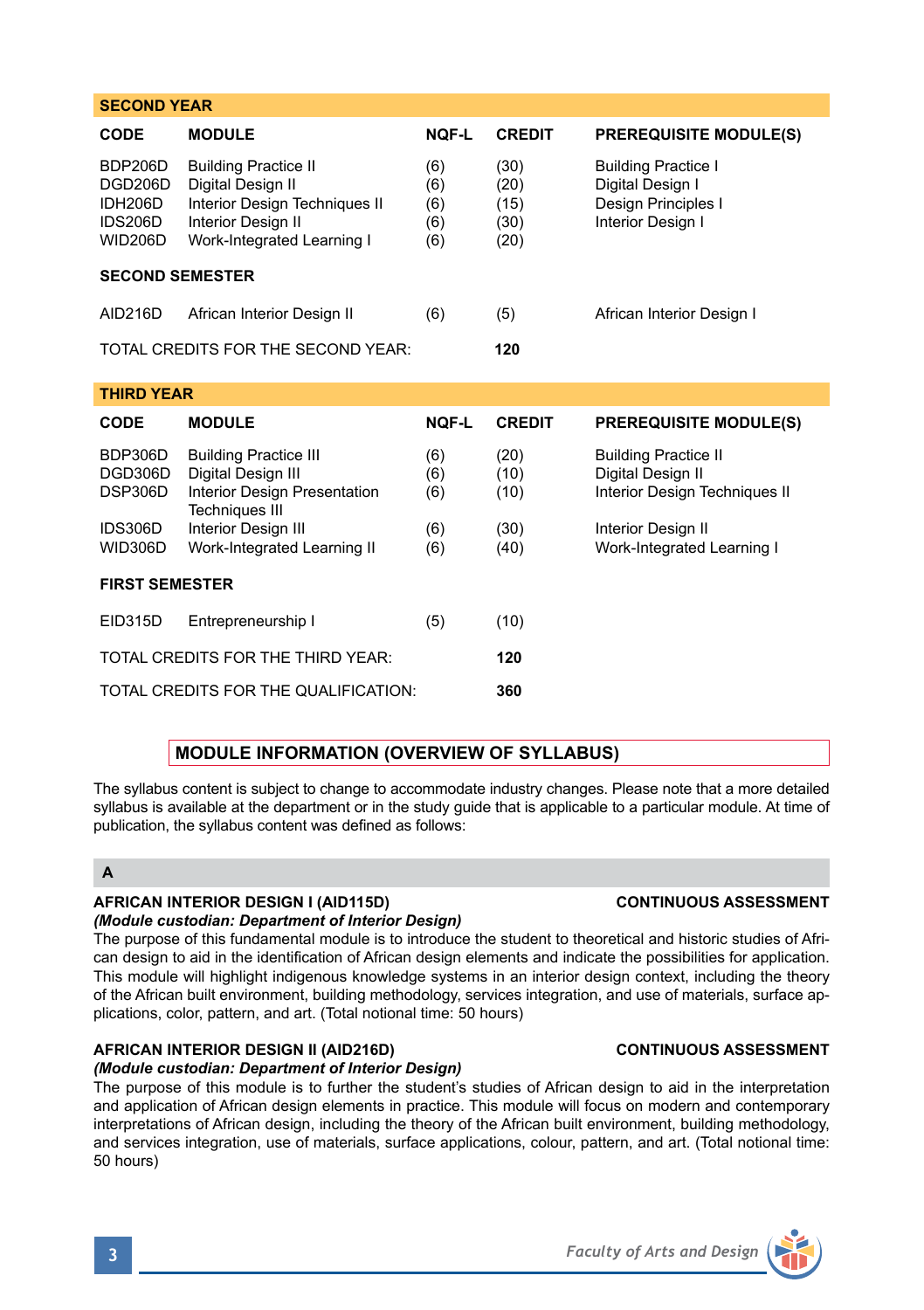## SECOND YEAR

| CODE | MODULE | NQF-L | CREDIT | PREREQUISITE MODULE(S) |
|---|---|---|---|---|
| BDP206D | Building Practice II | (6) | (30) | Building Practice I |
| DGD206D | Digital Design II | (6) | (20) | Digital Design I |
| IDH206D | Interior Design Techniques II | (6) | (15) | Design Principles I |
| IDS206D | Interior Design II | (6) | (30) | Interior Design I |
| WID206D | Work-Integrated Learning I | (6) | (20) | |
| **SECOND SEMESTER** | | | | |
| AID216D | African Interior Design II | (6) | (5) | African Interior Design I |
| TOTAL CREDITS FOR THE SECOND YEAR: | | | **120** | |

## THIRD YEAR

| CODE | MODULE | NQF-L | CREDIT | PREREQUISITE MODULE(S) |
|---|---|---|---|---|
| BDP306D | Building Practice III | (6) | (20) | Building Practice II |
| DGD306D | Digital Design III | (6) | (10) | Digital Design II |
| DSP306D | Interior Design Presentation Techniques III | (6) | (10) | Interior Design Techniques II |
| IDS306D | Interior Design III | (6) | (30) | Interior Design II |
| WID306D | Work-Integrated Learning II | (6) | (40) | Work-Integrated Learning I |
| **FIRST SEMESTER** | | | | |
| EID315D | Entrepreneurship I | (5) | (10) | |
| TOTAL CREDITS FOR THE THIRD YEAR: | | | **120** | |
| TOTAL CREDITS FOR THE QUALIFICATION: | | | **360** | |

## MODULE INFORMATION (OVERVIEW OF SYLLABUS)

The syllabus content is subject to change to accommodate industry changes. Please note that a more detailed syllabus is available at the department or in the study guide that is applicable to a particular module. At time of publication, the syllabus content was defined as follows:

### A

**AFRICAN INTERIOR DESIGN I (AID115D) — CONTINUOUS ASSESSMENT**

*(Module custodian: Department of Interior Design)*

The purpose of this fundamental module is to introduce the student to theoretical and historic studies of African design to aid in the identification of African design elements and indicate the possibilities for application. This module will highlight indigenous knowledge systems in an interior design context, including the theory of the African built environment, building methodology, services integration, and use of materials, surface applications, color, pattern, and art. (Total notional time: 50 hours)

**AFRICAN INTERIOR DESIGN II (AID216D) — CONTINUOUS ASSESSMENT**

*(Module custodian: Department of Interior Design)*

The purpose of this module is to further the student's studies of African design to aid in the interpretation and application of African design elements in practice. This module will focus on modern and contemporary interpretations of African design, including the theory of the African built environment, building methodology, and services integration, use of materials, surface applications, colour, pattern, and art. (Total notional time: 50 hours)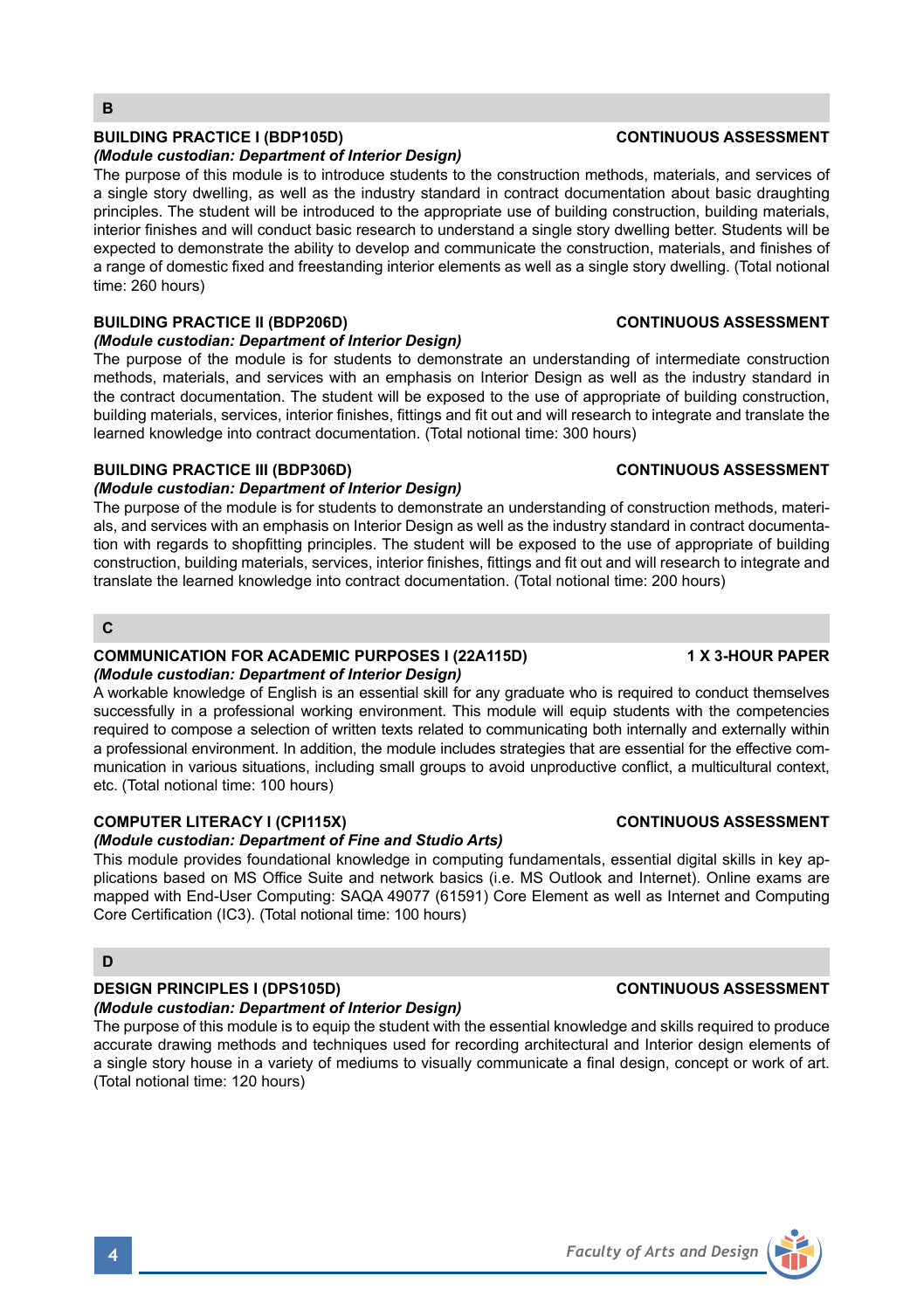## B

**BUILDING PRACTICE I (BDP105D)** **CONTINUOUS ASSESSMENT**

*(Module custodian: Department of Interior Design)*

The purpose of this module is to introduce students to the construction methods, materials, and services of a single story dwelling, as well as the industry standard in contract documentation about basic draughting principles. The student will be introduced to the appropriate use of building construction, building materials, interior finishes and will conduct basic research to understand a single story dwelling better. Students will be expected to demonstrate the ability to develop and communicate the construction, materials, and finishes of a range of domestic fixed and freestanding interior elements as well as a single story dwelling. (Total notional time: 260 hours)

**BUILDING PRACTICE II (BDP206D)** **CONTINUOUS ASSESSMENT**

*(Module custodian: Department of Interior Design)*

The purpose of the module is for students to demonstrate an understanding of intermediate construction methods, materials, and services with an emphasis on Interior Design as well as the industry standard in the contract documentation. The student will be exposed to the use of appropriate of building construction, building materials, services, interior finishes, fittings and fit out and will research to integrate and translate the learned knowledge into contract documentation. (Total notional time: 300 hours)

**BUILDING PRACTICE III (BDP306D)** **CONTINUOUS ASSESSMENT**

*(Module custodian: Department of Interior Design)*

The purpose of the module is for students to demonstrate an understanding of construction methods, materials, and services with an emphasis on Interior Design as well as the industry standard in contract documentation with regards to shopfitting principles. The student will be exposed to the use of appropriate of building construction, building materials, services, interior finishes, fittings and fit out and will research to integrate and translate the learned knowledge into contract documentation. (Total notional time: 200 hours)

## C

**COMMUNICATION FOR ACADEMIC PURPOSES I (22A115D)** **1 X 3-HOUR PAPER**

*(Module custodian: Department of Interior Design)*

A workable knowledge of English is an essential skill for any graduate who is required to conduct themselves successfully in a professional working environment. This module will equip students with the competencies required to compose a selection of written texts related to communicating both internally and externally within a professional environment. In addition, the module includes strategies that are essential for the effective communication in various situations, including small groups to avoid unproductive conflict, a multicultural context, etc. (Total notional time: 100 hours)

**COMPUTER LITERACY I (CPI115X)** **CONTINUOUS ASSESSMENT**

*(Module custodian: Department of Fine and Studio Arts)*

This module provides foundational knowledge in computing fundamentals, essential digital skills in key applications based on MS Office Suite and network basics (i.e. MS Outlook and Internet). Online exams are mapped with End-User Computing: SAQA 49077 (61591) Core Element as well as Internet and Computing Core Certification (IC3). (Total notional time: 100 hours)

## D

**DESIGN PRINCIPLES I (DPS105D)** **CONTINUOUS ASSESSMENT**

*(Module custodian: Department of Interior Design)*

The purpose of this module is to equip the student with the essential knowledge and skills required to produce accurate drawing methods and techniques used for recording architectural and Interior design elements of a single story house in a variety of mediums to visually communicate a final design, concept or work of art. (Total notional time: 120 hours)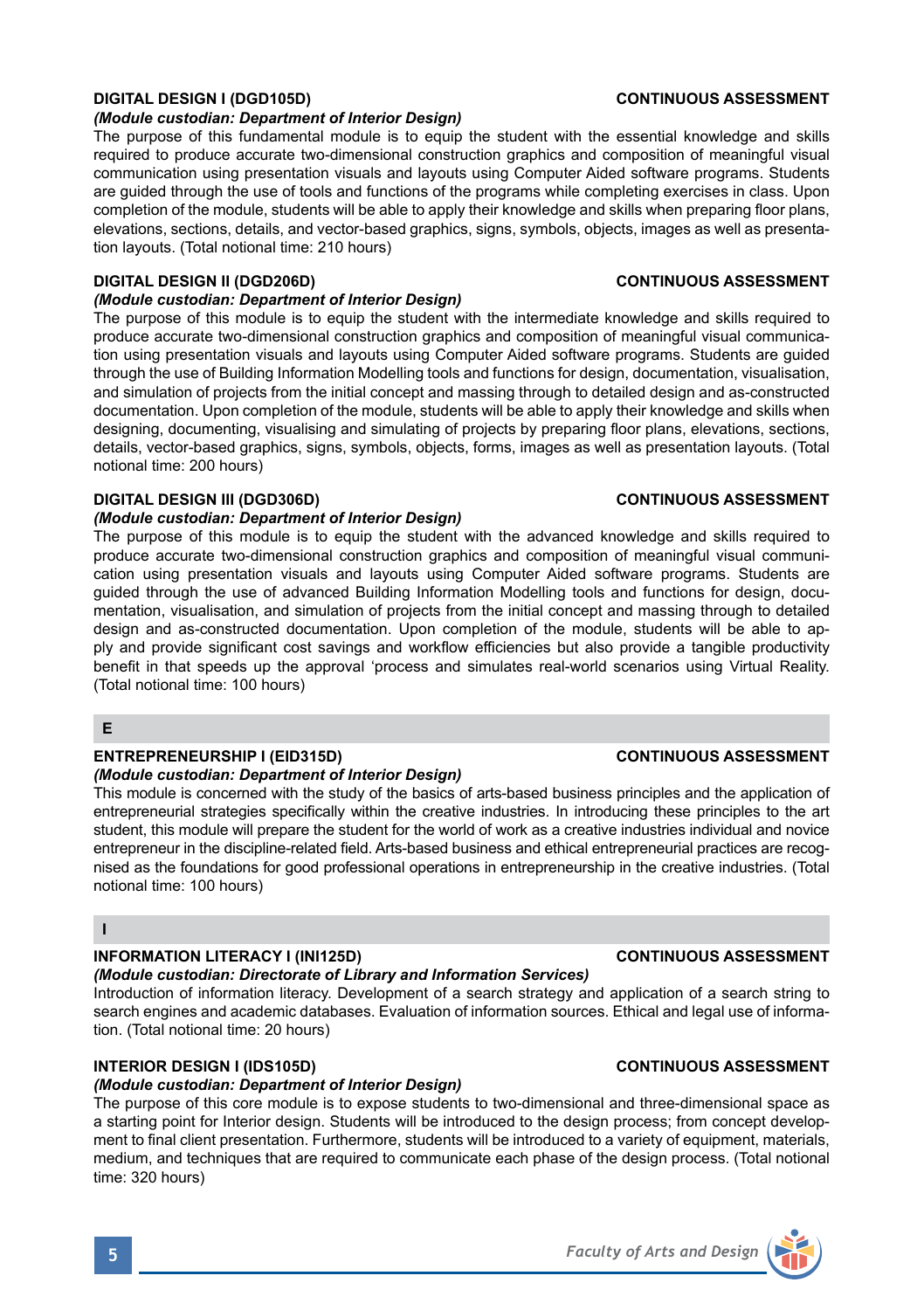**DIGITAL DESIGN I (DGD105D)** **CONTINUOUS ASSESSMENT**

*(Module custodian: Department of Interior Design)*

The purpose of this fundamental module is to equip the student with the essential knowledge and skills required to produce accurate two-dimensional construction graphics and composition of meaningful visual communication using presentation visuals and layouts using Computer Aided software programs. Students are guided through the use of tools and functions of the programs while completing exercises in class. Upon completion of the module, students will be able to apply their knowledge and skills when preparing floor plans, elevations, sections, details, and vector-based graphics, signs, symbols, objects, images as well as presentation layouts. (Total notional time: 210 hours)

**DIGITAL DESIGN II (DGD206D)** **CONTINUOUS ASSESSMENT**

*(Module custodian: Department of Interior Design)*

The purpose of this module is to equip the student with the intermediate knowledge and skills required to produce accurate two-dimensional construction graphics and composition of meaningful visual communication using presentation visuals and layouts using Computer Aided software programs. Students are guided through the use of Building Information Modelling tools and functions for design, documentation, visualisation, and simulation of projects from the initial concept and massing through to detailed design and as-constructed documentation. Upon completion of the module, students will be able to apply their knowledge and skills when designing, documenting, visualising and simulating of projects by preparing floor plans, elevations, sections, details, vector-based graphics, signs, symbols, objects, forms, images as well as presentation layouts. (Total notional time: 200 hours)

**DIGITAL DESIGN III (DGD306D)** **CONTINUOUS ASSESSMENT**

*(Module custodian: Department of Interior Design)*

The purpose of this module is to equip the student with the advanced knowledge and skills required to produce accurate two-dimensional construction graphics and composition of meaningful visual communication using presentation visuals and layouts using Computer Aided software programs. Students are guided through the use of advanced Building Information Modelling tools and functions for design, documentation, visualisation, and simulation of projects from the initial concept and massing through to detailed design and as-constructed documentation. Upon completion of the module, students will be able to apply and provide significant cost savings and workflow efficiencies but also provide a tangible productivity benefit in that speeds up the approval 'process and simulates real-world scenarios using Virtual Reality. (Total notional time: 100 hours)

## E

**ENTREPRENEURSHIP I (EID315D)** **CONTINUOUS ASSESSMENT**

*(Module custodian: Department of Interior Design)*

This module is concerned with the study of the basics of arts-based business principles and the application of entrepreneurial strategies specifically within the creative industries. In introducing these principles to the art student, this module will prepare the student for the world of work as a creative industries individual and novice entrepreneur in the discipline-related field. Arts-based business and ethical entrepreneurial practices are recognised as the foundations for good professional operations in entrepreneurship in the creative industries. (Total notional time: 100 hours)

## I

**INFORMATION LITERACY I (INI125D)** **CONTINUOUS ASSESSMENT**

*(Module custodian: Directorate of Library and Information Services)*

Introduction of information literacy. Development of a search strategy and application of a search string to search engines and academic databases. Evaluation of information sources. Ethical and legal use of information. (Total notional time: 20 hours)

**INTERIOR DESIGN I (IDS105D)** **CONTINUOUS ASSESSMENT**

*(Module custodian: Department of Interior Design)*

The purpose of this core module is to expose students to two-dimensional and three-dimensional space as a starting point for Interior design. Students will be introduced to the design process; from concept development to final client presentation. Furthermore, students will be introduced to a variety of equipment, materials, medium, and techniques that are required to communicate each phase of the design process. (Total notional time: 320 hours)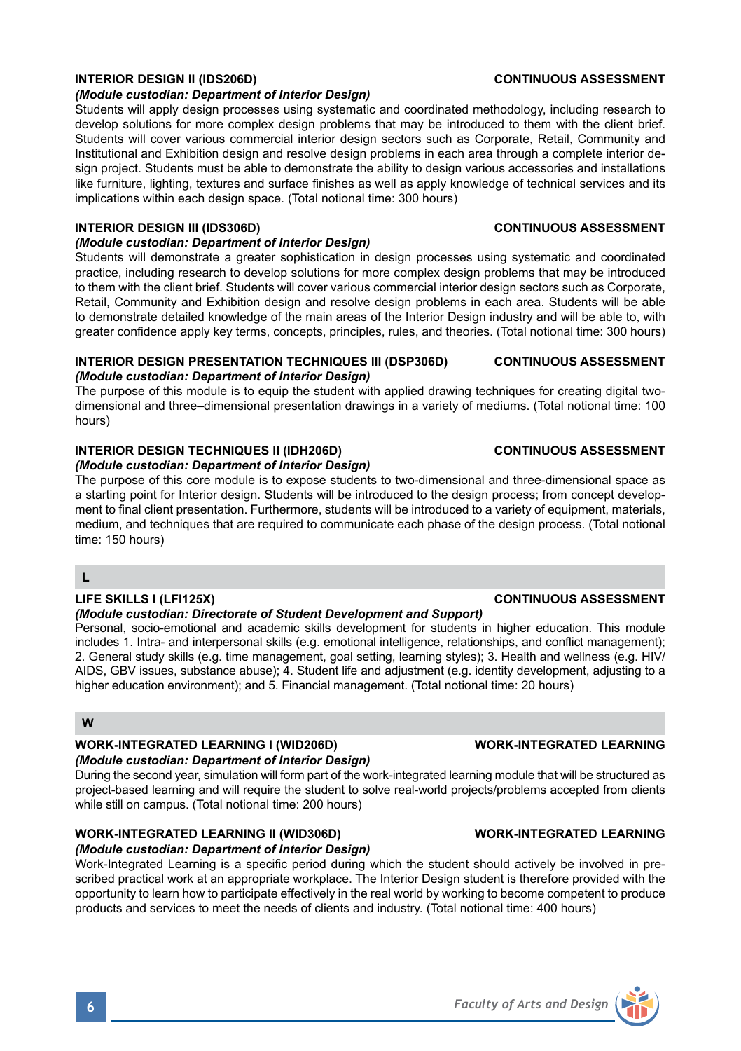**INTERIOR DESIGN II (IDS206D)** **CONTINUOUS ASSESSMENT**

***(Module custodian: Department of Interior Design)***

Students will apply design processes using systematic and coordinated methodology, including research to develop solutions for more complex design problems that may be introduced to them with the client brief. Students will cover various commercial interior design sectors such as Corporate, Retail, Community and Institutional and Exhibition design and resolve design problems in each area through a complete interior design project. Students must be able to demonstrate the ability to design various accessories and installations like furniture, lighting, textures and surface finishes as well as apply knowledge of technical services and its implications within each design space. (Total notional time: 300 hours)

**INTERIOR DESIGN III (IDS306D)** **CONTINUOUS ASSESSMENT**

***(Module custodian: Department of Interior Design)***

Students will demonstrate a greater sophistication in design processes using systematic and coordinated practice, including research to develop solutions for more complex design problems that may be introduced to them with the client brief. Students will cover various commercial interior design sectors such as Corporate, Retail, Community and Exhibition design and resolve design problems in each area. Students will be able to demonstrate detailed knowledge of the main areas of the Interior Design industry and will be able to, with greater confidence apply key terms, concepts, principles, rules, and theories. (Total notional time: 300 hours)

**INTERIOR DESIGN PRESENTATION TECHNIQUES III (DSP306D)** **CONTINUOUS ASSESSMENT**

***(Module custodian: Department of Interior Design)***

The purpose of this module is to equip the student with applied drawing techniques for creating digital two-dimensional and three–dimensional presentation drawings in a variety of mediums. (Total notional time: 100 hours)

**INTERIOR DESIGN TECHNIQUES II (IDH206D)** **CONTINUOUS ASSESSMENT**

***(Module custodian: Department of Interior Design)***

The purpose of this core module is to expose students to two-dimensional and three-dimensional space as a starting point for Interior design. Students will be introduced to the design process; from concept development to final client presentation. Furthermore, students will be introduced to a variety of equipment, materials, medium, and techniques that are required to communicate each phase of the design process. (Total notional time: 150 hours)

## L

**LIFE SKILLS I (LFI125X)** **CONTINUOUS ASSESSMENT**

***(Module custodian: Directorate of Student Development and Support)***

Personal, socio-emotional and academic skills development for students in higher education. This module includes 1. Intra- and interpersonal skills (e.g. emotional intelligence, relationships, and conflict management); 2. General study skills (e.g. time management, goal setting, learning styles); 3. Health and wellness (e.g. HIV/AIDS, GBV issues, substance abuse); 4. Student life and adjustment (e.g. identity development, adjusting to a higher education environment); and 5. Financial management. (Total notional time: 20 hours)

## W

**WORK-INTEGRATED LEARNING I (WID206D)** **WORK-INTEGRATED LEARNING**

***(Module custodian: Department of Interior Design)***

During the second year, simulation will form part of the work-integrated learning module that will be structured as project-based learning and will require the student to solve real-world projects/problems accepted from clients while still on campus. (Total notional time: 200 hours)

**WORK-INTEGRATED LEARNING II (WID306D)** **WORK-INTEGRATED LEARNING**

***(Module custodian: Department of Interior Design)***

Work-Integrated Learning is a specific period during which the student should actively be involved in prescribed practical work at an appropriate workplace. The Interior Design student is therefore provided with the opportunity to learn how to participate effectively in the real world by working to become competent to produce products and services to meet the needs of clients and industry. (Total notional time: 400 hours)